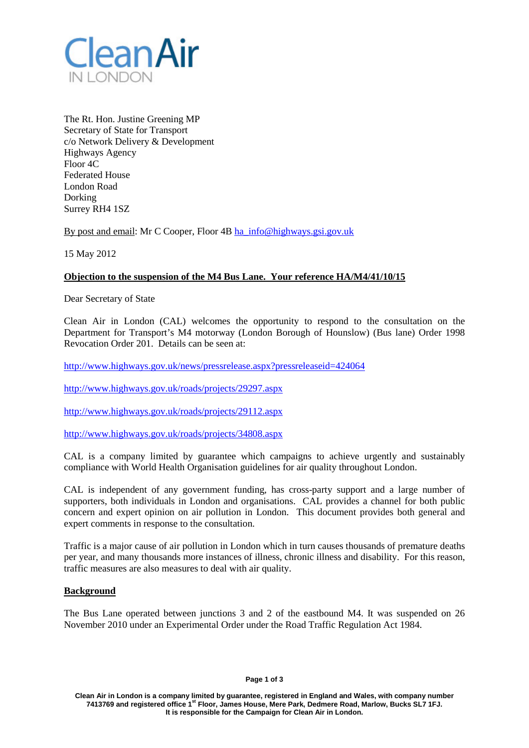# Clean Air IN LONDON

The Rt. Hon. Justine Greening MP
Secretary of State for Transport
c/o Network Delivery & Development
Highways Agency
Floor 4C
Federated House
London Road
Dorking
Surrey RH4 1SZ

By post and email: Mr C Cooper, Floor 4B ha_info@highways.gsi.gov.uk

15 May 2012

**Objection to the suspension of the M4 Bus Lane. Your reference HA/M4/41/10/15**

Dear Secretary of State

Clean Air in London (CAL) welcomes the opportunity to respond to the consultation on the Department for Transport's M4 motorway (London Borough of Hounslow) (Bus lane) Order 1998 Revocation Order 201. Details can be seen at:

http://www.highways.gov.uk/news/pressrelease.aspx?pressreleaseid=424064

http://www.highways.gov.uk/roads/projects/29297.aspx

http://www.highways.gov.uk/roads/projects/29112.aspx

http://www.highways.gov.uk/roads/projects/34808.aspx

CAL is a company limited by guarantee which campaigns to achieve urgently and sustainably compliance with World Health Organisation guidelines for air quality throughout London.

CAL is independent of any government funding, has cross-party support and a large number of supporters, both individuals in London and organisations. CAL provides a channel for both public concern and expert opinion on air pollution in London. This document provides both general and expert comments in response to the consultation.

Traffic is a major cause of air pollution in London which in turn causes thousands of premature deaths per year, and many thousands more instances of illness, chronic illness and disability. For this reason, traffic measures are also measures to deal with air quality.

**Background**

The Bus Lane operated between junctions 3 and 2 of the eastbound M4. It was suspended on 26 November 2010 under an Experimental Order under the Road Traffic Regulation Act 1984.

Clean Air in London is a company limited by guarantee, registered in England and Wales, with company number 7413769 and registered office 1st Floor, James House, Mere Park, Dedmere Road, Marlow, Bucks SL7 1FJ.
It is responsible for the Campaign for Clean Air in London.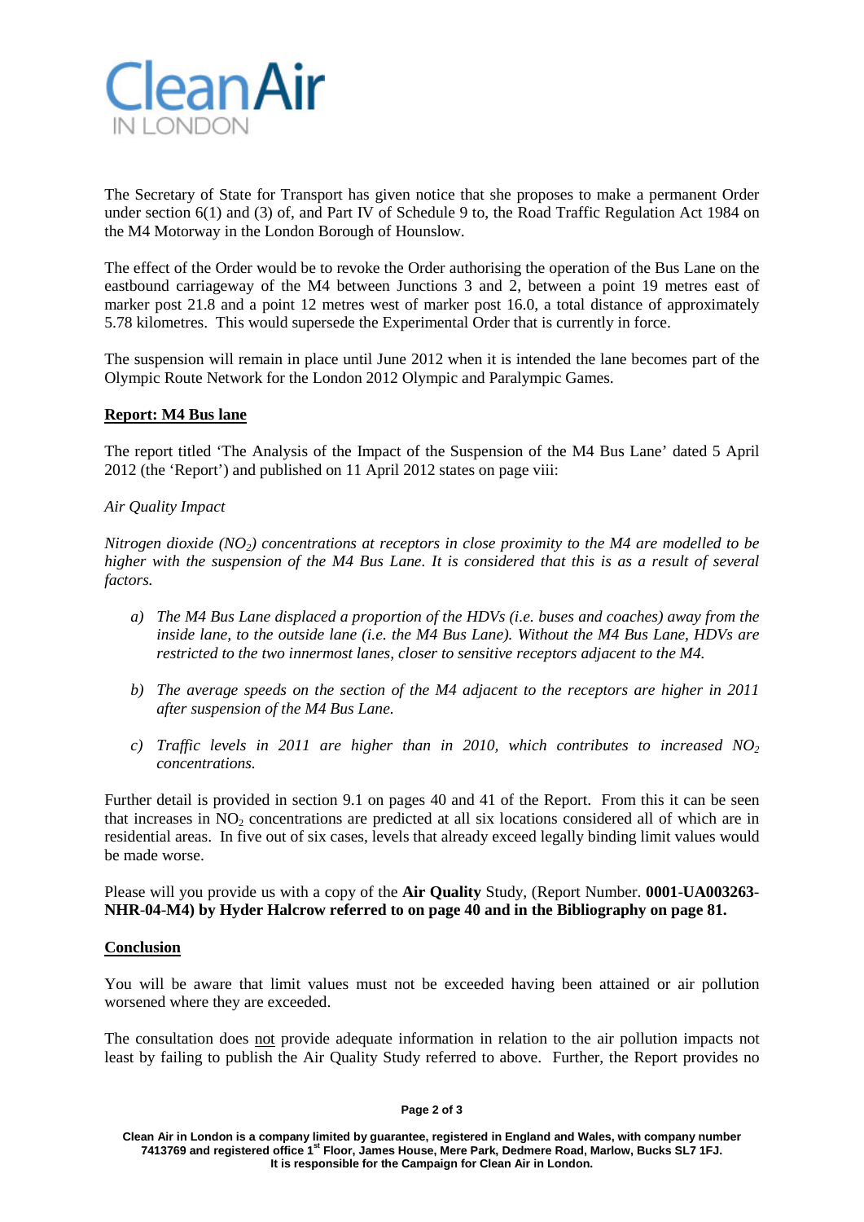# Clean Air IN LONDON

The Secretary of State for Transport has given notice that she proposes to make a permanent Order under section 6(1) and (3) of, and Part IV of Schedule 9 to, the Road Traffic Regulation Act 1984 on the M4 Motorway in the London Borough of Hounslow.

The effect of the Order would be to revoke the Order authorising the operation of the Bus Lane on the eastbound carriageway of the M4 between Junctions 3 and 2, between a point 19 metres east of marker post 21.8 and a point 12 metres west of marker post 16.0, a total distance of approximately 5.78 kilometres. This would supersede the Experimental Order that is currently in force.

The suspension will remain in place until June 2012 when it is intended the lane becomes part of the Olympic Route Network for the London 2012 Olympic and Paralympic Games.

**Report: M4 Bus lane**

The report titled 'The Analysis of the Impact of the Suspension of the M4 Bus Lane' dated 5 April 2012 (the 'Report') and published on 11 April 2012 states on page viii:

*Air Quality Impact*

*Nitrogen dioxide ($NO_2$) concentrations at receptors in close proximity to the M4 are modelled to be higher with the suspension of the M4 Bus Lane. It is considered that this is as a result of several factors.*

a) *The M4 Bus Lane displaced a proportion of the HDVs (i.e. buses and coaches) away from the inside lane, to the outside lane (i.e. the M4 Bus Lane). Without the M4 Bus Lane, HDVs are restricted to the two innermost lanes, closer to sensitive receptors adjacent to the M4.*

b) *The average speeds on the section of the M4 adjacent to the receptors are higher in 2011 after suspension of the M4 Bus Lane.*

c) *Traffic levels in 2011 are higher than in 2010, which contributes to increased $NO_2$ concentrations.*

Further detail is provided in section 9.1 on pages 40 and 41 of the Report. From this it can be seen that increases in $NO_2$ concentrations are predicted at all six locations considered all of which are in residential areas. In five out of six cases, levels that already exceed legally binding limit values would be made worse.

Please will you provide us with a copy of the **Air Quality** Study, (Report Number. **0001-UA003263-NHR-04-M4) by Hyder Halcrow referred to on page 40 and in the Bibliography on page 81.**

**Conclusion**

You will be aware that limit values must not be exceeded having been attained or air pollution worsened where they are exceeded.

The consultation does not provide adequate information in relation to the air pollution impacts not least by failing to publish the Air Quality Study referred to above. Further, the Report provides no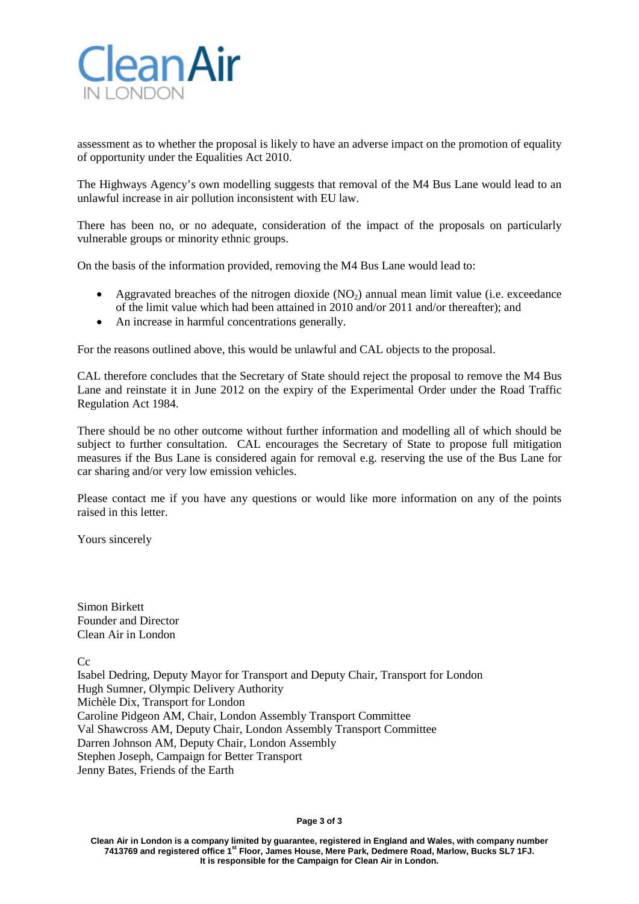assessment as to whether the proposal is likely to have an adverse impact on the promotion of equality of opportunity under the Equalities Act 2010.

The Highways Agency's own modelling suggests that removal of the M4 Bus Lane would lead to an unlawful increase in air pollution inconsistent with EU law.

There has been no, or no adequate, consideration of the impact of the proposals on particularly vulnerable groups or minority ethnic groups.

On the basis of the information provided, removing the M4 Bus Lane would lead to:

- Aggravated breaches of the nitrogen dioxide ($NO_2$) annual mean limit value (i.e. exceedance of the limit value which had been attained in 2010 and/or 2011 and/or thereafter); and
- An increase in harmful concentrations generally.

For the reasons outlined above, this would be unlawful and CAL objects to the proposal.

CAL therefore concludes that the Secretary of State should reject the proposal to remove the M4 Bus Lane and reinstate it in June 2012 on the expiry of the Experimental Order under the Road Traffic Regulation Act 1984.

There should be no other outcome without further information and modelling all of which should be subject to further consultation. CAL encourages the Secretary of State to propose full mitigation measures if the Bus Lane is considered again for removal e.g. reserving the use of the Bus Lane for car sharing and/or very low emission vehicles.

Please contact me if you have any questions or would like more information on any of the points raised in this letter.

Yours sincerely

Simon Birkett
Founder and Director
Clean Air in London

Cc
Isabel Dedring, Deputy Mayor for Transport and Deputy Chair, Transport for London
Hugh Sumner, Olympic Delivery Authority
Michèle Dix, Transport for London
Caroline Pidgeon AM, Chair, London Assembly Transport Committee
Val Shawcross AM, Deputy Chair, London Assembly Transport Committee
Darren Johnson AM, Deputy Chair, London Assembly
Stephen Joseph, Campaign for Better Transport
Jenny Bates, Friends of the Earth

**Clean Air in London is a company limited by guarantee, registered in England and Wales, with company number 7413769 and registered office 1st Floor, James House, Mere Park, Dedmere Road, Marlow, Bucks SL7 1FJ. It is responsible for the Campaign for Clean Air in London.**